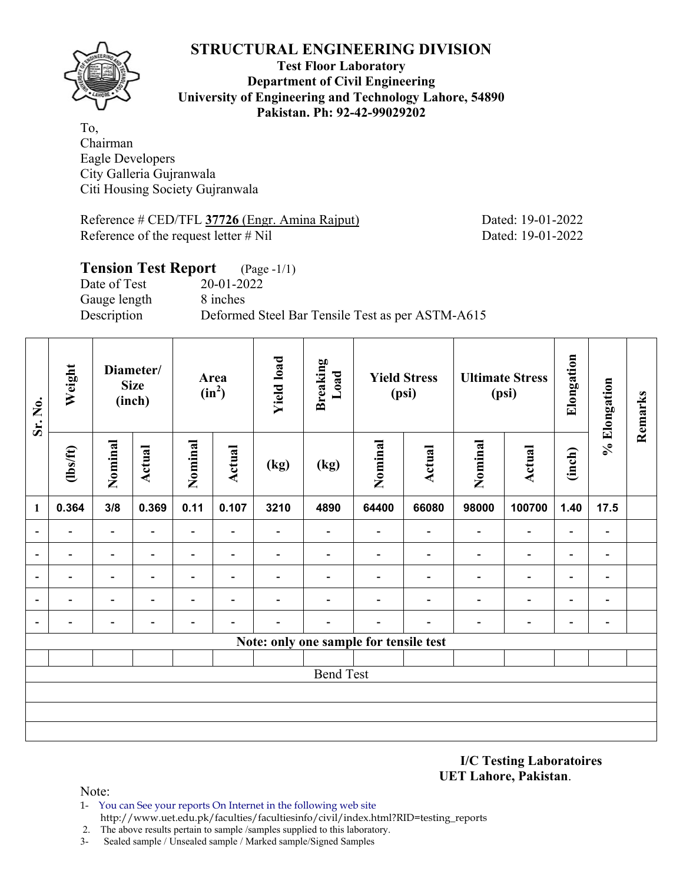# STRUCTURAL ENGINEERING DIVISION

**Test Floor Laboratory**
**Department of Civil Engineering**
**University of Engineering and Technology Lahore, 54890**
**Pakistan. Ph: 92-42-99029202**

To,
Chairman
Eagle Developers
City Galleria Gujranwala
Citi Housing Society Gujranwala

Reference # CED/TFL **37726** (Engr. Amina Rajput) Dated: 19-01-2022
Reference of the request letter # Nil Dated: 19-01-2022

## Tension Test Report (Page -1/1)

Date of Test 20-01-2022
Gauge length 8 inches
Description Deformed Steel Bar Tensile Test as per ASTM-A615

| Sr. No. | Weight | Diameter/ Size (inch) | | Area ($in^2$) | | Yield load | Breaking Load | Yield Stress (psi) | | Ultimate Stress (psi) | | Elongation | % Elongation | Remarks |
|---|---|---|---|---|---|---|---|---|---|---|---|---|---|---|
| | (lbs/ft) | Nominal | Actual | Nominal | Actual | (kg) | (kg) | Nominal | Actual | Nominal | Actual | (inch) | | |
| **1** | **0.364** | **3/8** | **0.369** | **0.11** | **0.107** | **3210** | **4890** | **64400** | **66080** | **98000** | **100700** | **1.40** | **17.5** | |
| - | - | - | - | - | - | - | - | - | - | - | - | - | - | |
| - | - | - | - | - | - | - | - | - | - | - | - | - | - | |
| - | - | - | - | - | - | - | - | - | - | - | - | - | - | |
| - | - | - | - | - | - | - | - | - | - | - | - | - | - | |
| - | - | - | - | - | - | - | - | - | - | - | - | - | - | |
| **Note: only one sample for tensile test** | | | | | | | | | | | | | | |
| | | | | | | | | | | | | | | |
| Bend Test | | | | | | | | | | | | | | |
| | | | | | | | | | | | | | | |
| | | | | | | | | | | | | | | |
| | | | | | | | | | | | | | | |

**I/C Testing Laboratoires**
**UET Lahore, Pakistan**.

Note:
1- You can See your reports On Internet in the following web site
http://www.uet.edu.pk/faculties/facultiesinfo/civil/index.html?RID=testing_reports
2. The above results pertain to sample /samples supplied to this laboratory.
3- Sealed sample / Unsealed sample / Marked sample/Signed Samples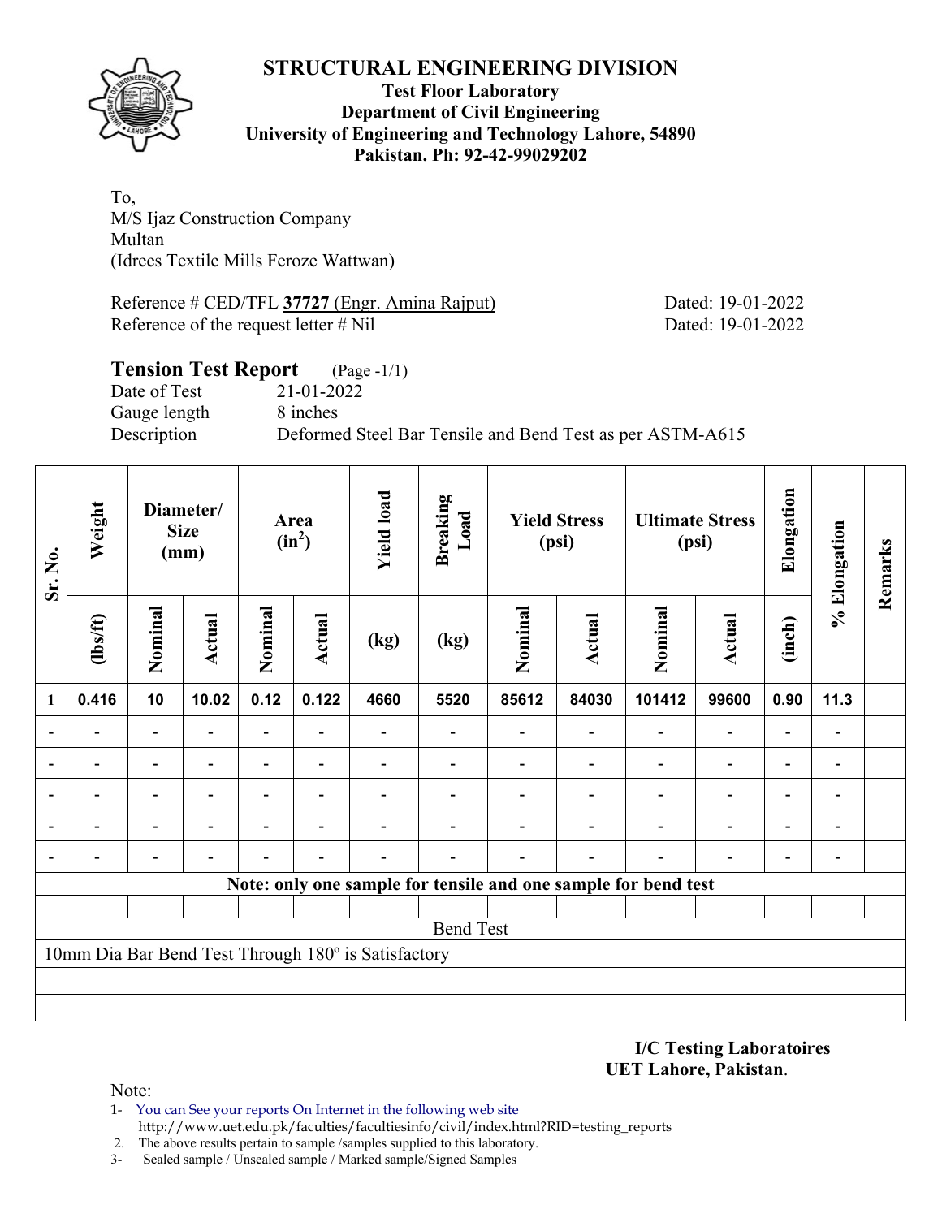# STRUCTURAL ENGINEERING DIVISION

**Test Floor Laboratory**
**Department of Civil Engineering**
**University of Engineering and Technology Lahore, 54890**
**Pakistan. Ph: 92-42-99029202**

To,
M/S Ijaz Construction Company
Multan
(Idrees Textile Mills Feroze Wattwan)

Reference # CED/TFL **37727** (Engr. Amina Rajput) Dated: 19-01-2022
Reference of the request letter # Nil Dated: 19-01-2022

## Tension Test Report (Page -1/1)

Date of Test 21-01-2022
Gauge length 8 inches
Description Deformed Steel Bar Tensile and Bend Test as per ASTM-A615

| Sr. No. | Weight | Diameter/ Size (mm) | | Area ($in^2$) | | Yield load | Breaking Load | Yield Stress (psi) | | Ultimate Stress (psi) | | Elongation | % Elongation | Remarks |
|---|---|---|---|---|---|---|---|---|---|---|---|---|---|---|
| | (lbs/ft) | Nominal | Actual | Nominal | Actual | (kg) | (kg) | Nominal | Actual | Nominal | Actual | (inch) | | |
| 1 | 0.416 | 10 | 10.02 | 0.12 | 0.122 | 4660 | 5520 | 85612 | 84030 | 101412 | 99600 | 0.90 | 11.3 | |
| - | - | - | - | - | - | - | - | - | - | - | - | - | - | |
| - | - | - | - | - | - | - | - | - | - | - | - | - | - | |
| - | - | - | - | - | - | - | - | - | - | - | - | - | - | |
| - | - | - | - | - | - | - | - | - | - | - | - | - | - | |
| - | - | - | - | - | - | - | - | - | - | - | - | - | - | |
| **Note: only one sample for tensile and one sample for bend test** | | | | | | | | | | | | | | |
| Bend Test | | | | | | | | | | | | | | |
| 10mm Dia Bar Bend Test Through 180º is Satisfactory | | | | | | | | | | | | | | |

**I/C Testing Laboratoires**
**UET Lahore, Pakistan**.

Note:
1- You can See your reports On Internet in the following web site
http://www.uet.edu.pk/faculties/facultiesinfo/civil/index.html?RID=testing_reports
2. The above results pertain to sample /samples supplied to this laboratory.
3- Sealed sample / Unsealed sample / Marked sample/Signed Samples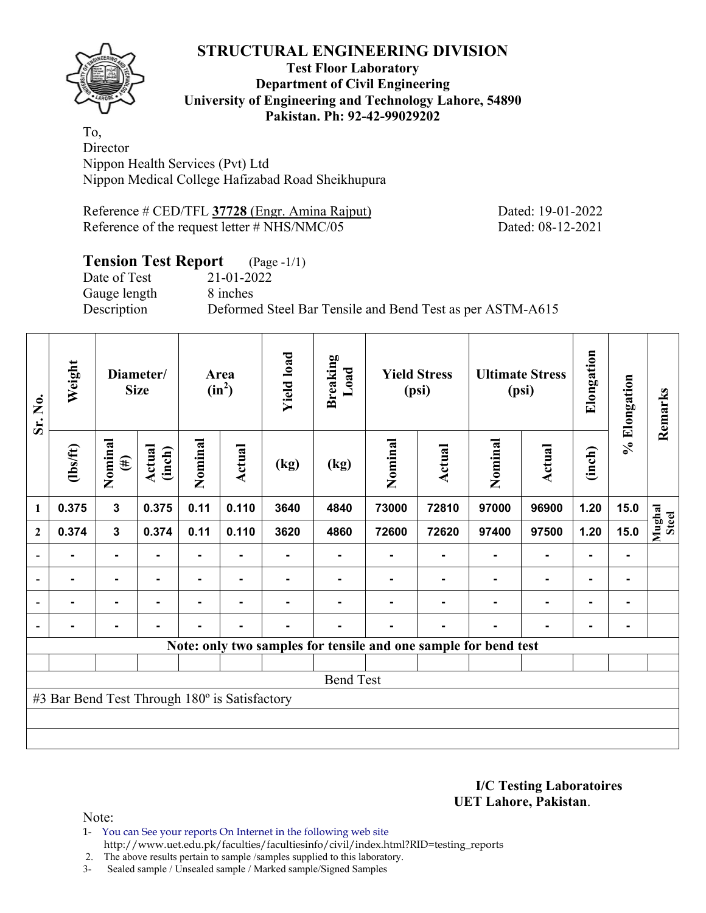# STRUCTURAL ENGINEERING DIVISION

**Test Floor Laboratory**
**Department of Civil Engineering**
**University of Engineering and Technology Lahore, 54890**
**Pakistan. Ph: 92-42-99029202**

To,
Director
Nippon Health Services (Pvt) Ltd
Nippon Medical College Hafizabad Road Sheikhupura

Reference # CED/TFL **37728** (Engr. Amina Rajput) Dated: 19-01-2022
Reference of the request letter # NHS/NMC/05 Dated: 08-12-2021

## Tension Test Report (Page -1/1)

Date of Test 21-01-2022
Gauge length 8 inches
Description Deformed Steel Bar Tensile and Bend Test as per ASTM-A615

| Sr. No. | Weight | Diameter/ Size | | Area ($in^2$) | | Yield load | Breaking Load | Yield Stress (psi) | | Ultimate Stress (psi) | | Elongation | % Elongation | Remarks |
|---|---|---|---|---|---|---|---|---|---|---|---|---|---|---|
| | (lbs/ft) | Nominal (#) | Actual (inch) | Nominal | Actual | (kg) | (kg) | Nominal | Actual | Nominal | Actual | (inch) | | |
| 1 | 0.375 | 3 | 0.375 | 0.11 | 0.110 | 3640 | 4840 | 73000 | 72810 | 97000 | 96900 | 1.20 | 15.0 | Mughal Steel |
| 2 | 0.374 | 3 | 0.374 | 0.11 | 0.110 | 3620 | 4860 | 72600 | 72620 | 97400 | 97500 | 1.20 | 15.0 | |
| - | - | - | - | - | - | - | - | - | - | - | - | - | - | |
| - | - | - | - | - | - | - | - | - | - | - | - | - | - | |
| - | - | - | - | - | - | - | - | - | - | - | - | - | - | |
| - | - | - | - | - | - | - | - | - | - | - | - | - | - | |
| **Note: only two samples for tensile and one sample for bend test** | | | | | | | | | | | | | | |
| Bend Test | | | | | | | | | | | | | | |
| #3 Bar Bend Test Through 180º is Satisfactory | | | | | | | | | | | | | | |

**I/C Testing Laboratoires**
**UET Lahore, Pakistan**.

Note:

1- You can See your reports On Internet in the following web site
http://www.uet.edu.pk/faculties/facultiesinfo/civil/index.html?RID=testing_reports
2. The above results pertain to sample /samples supplied to this laboratory.
3- Sealed sample / Unsealed sample / Marked sample/Signed Samples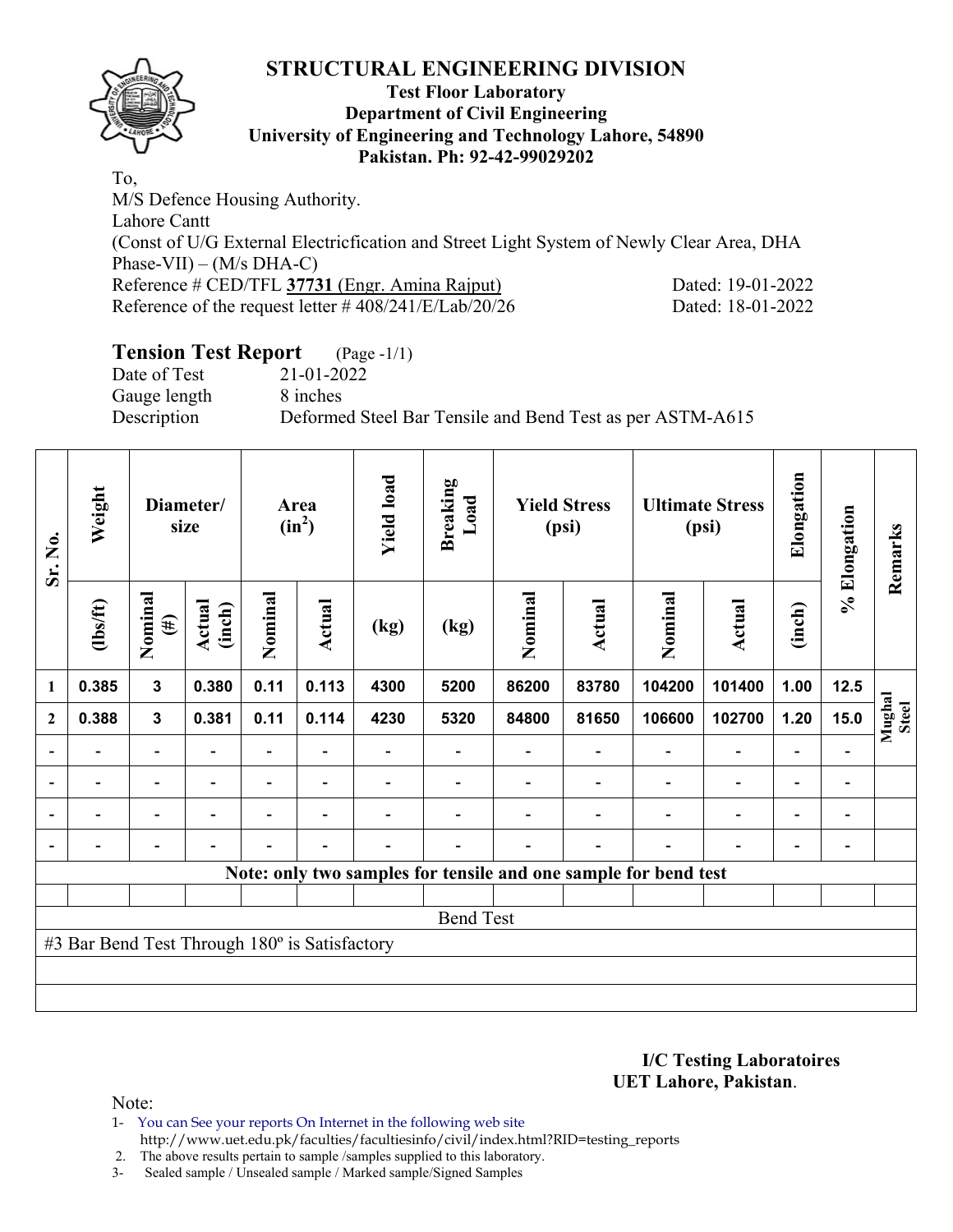# STRUCTURAL ENGINEERING DIVISION

**Test Floor Laboratory**
**Department of Civil Engineering**
**University of Engineering and Technology Lahore, 54890**
**Pakistan. Ph: 92-42-99029202**

To,
M/S Defence Housing Authority.
Lahore Cantt
(Const of U/G External Electricfication and Street Light System of Newly Clear Area, DHA Phase-VII) – (M/s DHA-C)
Reference # CED/TFL **37731** (Engr. Amina Rajput) Dated: 19-01-2022
Reference of the request letter # 408/241/E/Lab/20/26 Dated: 18-01-2022

## Tension Test Report (Page -1/1)

Date of Test 21-01-2022
Gauge length 8 inches
Description Deformed Steel Bar Tensile and Bend Test as per ASTM-A615

| Sr. No. | Weight | Diameter/ size | | Area ($in^2$) | | Yield load | Breaking Load | Yield Stress (psi) | | Ultimate Stress (psi) | | Elongation | % Elongation | Remarks |
|---|---|---|---|---|---|---|---|---|---|---|---|---|---|---|
| | (lbs/ft) | Nominal (#) | Actual (inch) | Nominal | Actual | (kg) | (kg) | Nominal | Actual | Nominal | Actual | (inch) | | |
| 1 | 0.385 | 3 | 0.380 | 0.11 | 0.113 | 4300 | 5200 | 86200 | 83780 | 104200 | 101400 | 1.00 | 12.5 | Mughal Steel |
| 2 | 0.388 | 3 | 0.381 | 0.11 | 0.114 | 4230 | 5320 | 84800 | 81650 | 106600 | 102700 | 1.20 | 15.0 | |
| - | - | - | - | - | - | - | - | - | - | - | - | - | - | |
| - | - | - | - | - | - | - | - | - | - | - | - | - | - | |
| - | - | - | - | - | - | - | - | - | - | - | - | - | - | |
| - | - | - | - | - | - | - | - | - | - | - | - | - | - | |
| Note: only two samples for tensile and one sample for bend test | | | | | | | | | | | | | | |
| | | | | | | | | | | | | | | |
| Bend Test | | | | | | | | | | | | | | |
| #3 Bar Bend Test Through 180º is Satisfactory | | | | | | | | | | | | | | |

**I/C Testing Laboratoires**
**UET Lahore, Pakistan**.

Note:
1- You can See your reports On Internet in the following web site http://www.uet.edu.pk/faculties/facultiesinfo/civil/index.html?RID=testing_reports
2. The above results pertain to sample /samples supplied to this laboratory.
3- Sealed sample / Unsealed sample / Marked sample/Signed Samples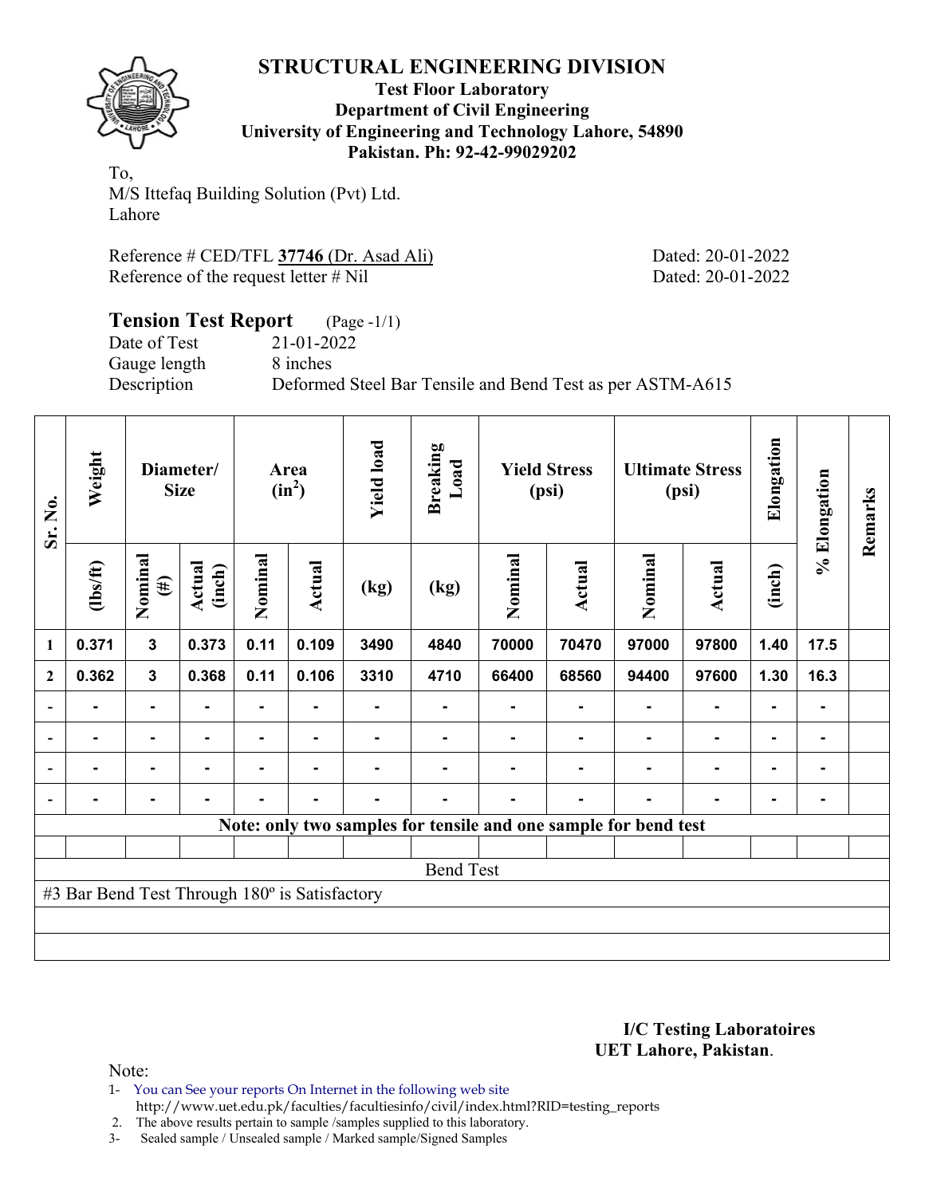# STRUCTURAL ENGINEERING DIVISION

**Test Floor Laboratory**
**Department of Civil Engineering**
**University of Engineering and Technology Lahore, 54890**
**Pakistan. Ph: 92-42-99029202**

To,
M/S Ittefaq Building Solution (Pvt) Ltd.
Lahore

Reference # CED/TFL **37746** (Dr. Asad Ali) Dated: 20-01-2022
Reference of the request letter # Nil Dated: 20-01-2022

## Tension Test Report (Page -1/1)

Date of Test 21-01-2022
Gauge length 8 inches
Description Deformed Steel Bar Tensile and Bend Test as per ASTM-A615

| Sr. No. | Weight | Diameter/ Size | | Area ($in^2$) | | Yield load | Breaking Load | Yield Stress (psi) | | Ultimate Stress (psi) | | Elongation | % Elongation | Remarks |
|---|---|---|---|---|---|---|---|---|---|---|---|---|---|---|
| | (lbs/ft) | Nominal (#) | Actual (inch) | Nominal | Actual | (kg) | (kg) | Nominal | Actual | Nominal | Actual | (inch) | | |
| 1 | 0.371 | 3 | 0.373 | 0.11 | 0.109 | 3490 | 4840 | 70000 | 70470 | 97000 | 97800 | 1.40 | 17.5 | |
| 2 | 0.362 | 3 | 0.368 | 0.11 | 0.106 | 3310 | 4710 | 66400 | 68560 | 94400 | 97600 | 1.30 | 16.3 | |
| - | - | - | - | - | - | - | - | - | - | - | - | - | - | |
| - | - | - | - | - | - | - | - | - | - | - | - | - | - | |
| - | - | - | - | - | - | - | - | - | - | - | - | - | - | |
| - | - | - | - | - | - | - | - | - | - | - | - | - | - | |

**Note: only two samples for tensile and one sample for bend test**

Bend Test

#3 Bar Bend Test Through 180º is Satisfactory

**I/C Testing Laboratoires**
**UET Lahore, Pakistan**.

Note:
1- You can See your reports On Internet in the following web site http://www.uet.edu.pk/faculties/facultiesinfo/civil/index.html?RID=testing_reports
2. The above results pertain to sample /samples supplied to this laboratory.
3- Sealed sample / Unsealed sample / Marked sample/Signed Samples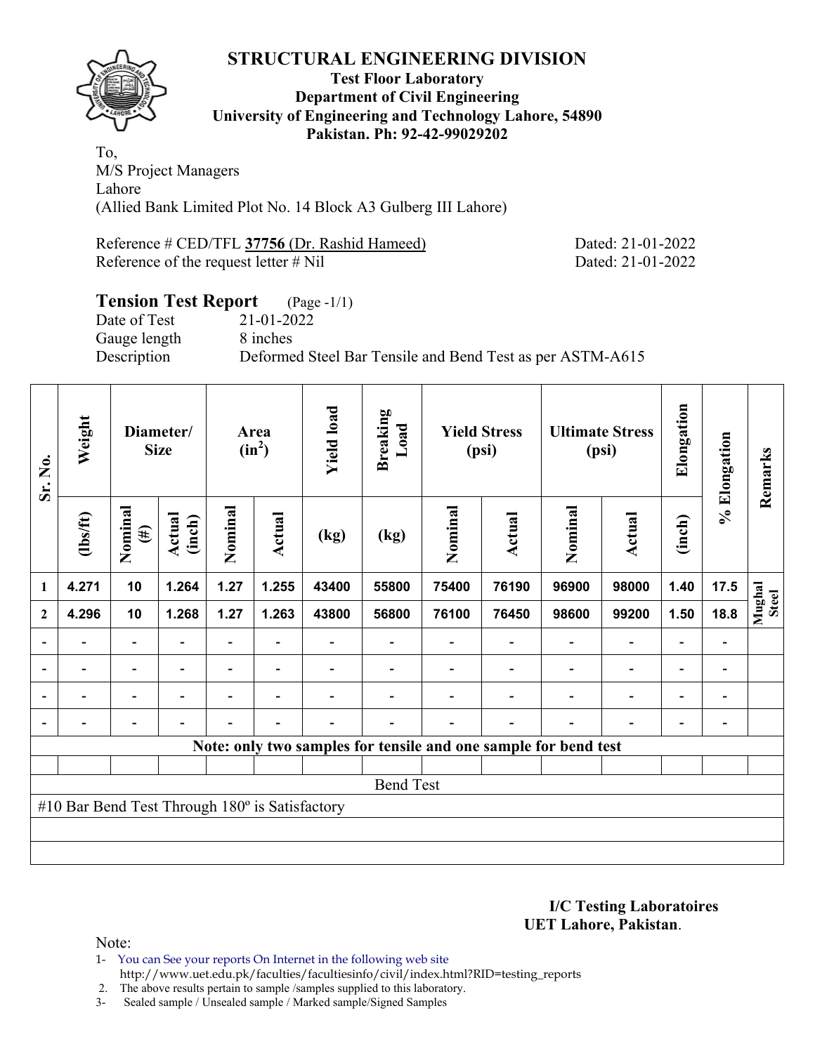# STRUCTURAL ENGINEERING DIVISION

**Test Floor Laboratory**
**Department of Civil Engineering**
**University of Engineering and Technology Lahore, 54890**
**Pakistan. Ph: 92-42-99029202**

To,
M/S Project Managers
Lahore
(Allied Bank Limited Plot No. 14 Block A3 Gulberg III Lahore)

Reference # CED/TFL **37756** (Dr. Rashid Hameed) Dated: 21-01-2022
Reference of the request letter # Nil Dated: 21-01-2022

**Tension Test Report** (Page -1/1)
Date of Test 21-01-2022
Gauge length 8 inches
Description Deformed Steel Bar Tensile and Bend Test as per ASTM-A615

| Sr. No. | Weight | Diameter/ Size | | Area ($in^2$) | | Yield load | Breaking Load | Yield Stress (psi) | | Ultimate Stress (psi) | | Elongation | % Elongation | Remarks |
|---|---|---|---|---|---|---|---|---|---|---|---|---|---|---|
| | (lbs/ft) | Nominal (#) | Actual (inch) | Nominal | Actual | (kg) | (kg) | Nominal | Actual | Nominal | Actual | (inch) | | |
| 1 | 4.271 | 10 | 1.264 | 1.27 | 1.255 | 43400 | 55800 | 75400 | 76190 | 96900 | 98000 | 1.40 | 17.5 | Mughal Steel |
| 2 | 4.296 | 10 | 1.268 | 1.27 | 1.263 | 43800 | 56800 | 76100 | 76450 | 98600 | 99200 | 1.50 | 18.8 | |
| - | - | - | - | - | - | - | - | - | - | - | - | - | - | |
| - | - | - | - | - | - | - | - | - | - | - | - | - | - | |
| - | - | - | - | - | - | - | - | - | - | - | - | - | - | |
| - | - | - | - | - | - | - | - | - | - | - | - | - | - | |

**Note: only two samples for tensile and one sample for bend test**

Bend Test

#10 Bar Bend Test Through 180º is Satisfactory

**I/C Testing Laboratoires**
**UET Lahore, Pakistan**.

Note:
1- You can See your reports On Internet in the following web site
http://www.uet.edu.pk/faculties/facultiesinfo/civil/index.html?RID=testing_reports
2. The above results pertain to sample /samples supplied to this laboratory.
3- Sealed sample / Unsealed sample / Marked sample/Signed Samples